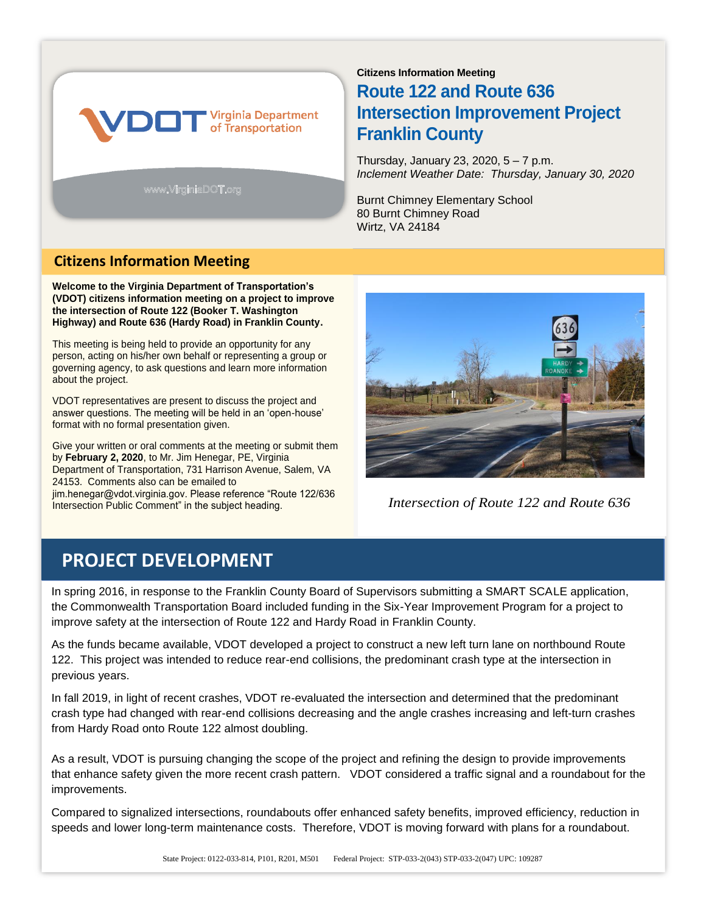VDOT Virginia Department of Transportation

www.VirginiaDOT.org

**Citizens Information Meeting**

# Route 122 and Route 636 Intersection Improvement Project Franklin County

Thursday, January 23, 2020, 5 – 7 p.m.
*Inclement Weather Date: Thursday, January 30, 2020*

Burnt Chimney Elementary School
80 Burnt Chimney Road
Wirtz, VA 24184

## Citizens Information Meeting

**Welcome to the Virginia Department of Transportation's (VDOT) citizens information meeting on a project to improve the intersection of Route 122 (Booker T. Washington Highway) and Route 636 (Hardy Road) in Franklin County.**

This meeting is being held to provide an opportunity for any person, acting on his/her own behalf or representing a group or governing agency, to ask questions and learn more information about the project.

VDOT representatives are present to discuss the project and answer questions. The meeting will be held in an 'open-house' format with no formal presentation given.

Give your written or oral comments at the meeting or submit them by **February 2, 2020**, to Mr. Jim Henegar, PE, Virginia Department of Transportation, 731 Harrison Avenue, Salem, VA 24153. Comments also can be emailed to jim.henegar@vdot.virginia.gov. Please reference "Route 122/636 Intersection Public Comment" in the subject heading.

*Intersection of Route 122 and Route 636*

## PROJECT DEVELOPMENT

In spring 2016, in response to the Franklin County Board of Supervisors submitting a SMART SCALE application, the Commonwealth Transportation Board included funding in the Six-Year Improvement Program for a project to improve safety at the intersection of Route 122 and Hardy Road in Franklin County.

As the funds became available, VDOT developed a project to construct a new left turn lane on northbound Route 122. This project was intended to reduce rear-end collisions, the predominant crash type at the intersection in previous years.

In fall 2019, in light of recent crashes, VDOT re-evaluated the intersection and determined that the predominant crash type had changed with rear-end collisions decreasing and the angle crashes increasing and left-turn crashes from Hardy Road onto Route 122 almost doubling.

As a result, VDOT is pursuing changing the scope of the project and refining the design to provide improvements that enhance safety given the more recent crash pattern. VDOT considered a traffic signal and a roundabout for the improvements.

Compared to signalized intersections, roundabouts offer enhanced safety benefits, improved efficiency, reduction in speeds and lower long-term maintenance costs. Therefore, VDOT is moving forward with plans for a roundabout.

State Project: 0122-033-814, P101, R201, M501 Federal Project: STP-033-2(043) STP-033-2(047) UPC: 109287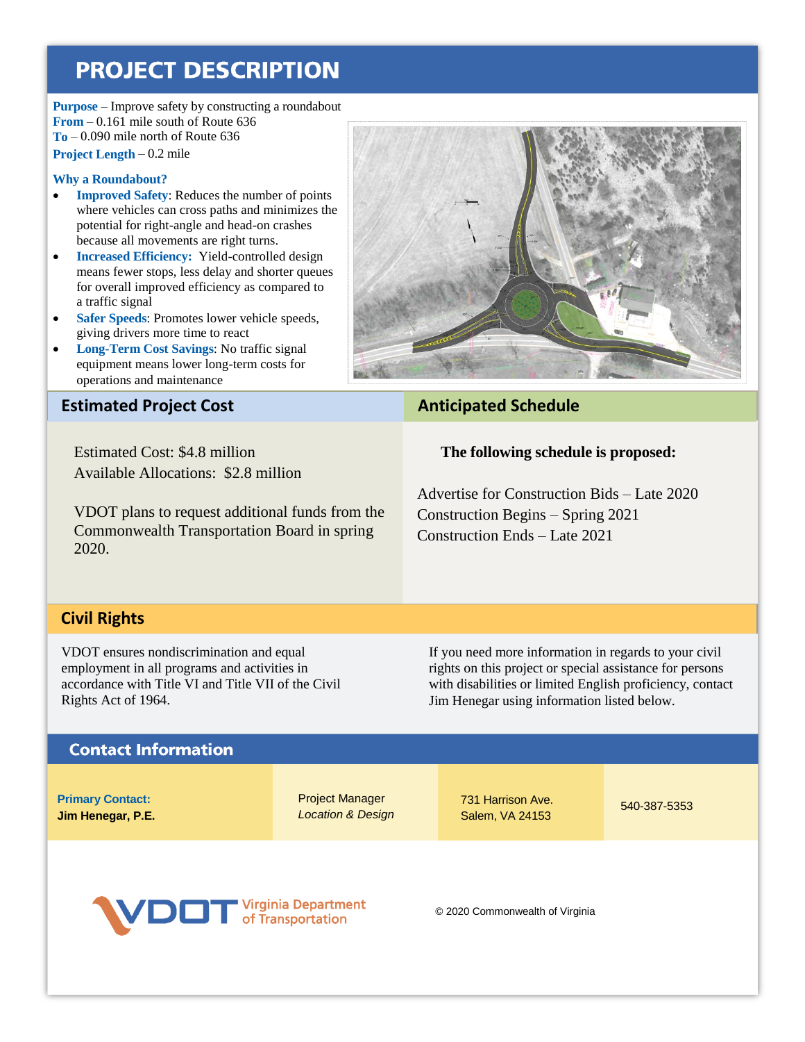# PROJECT DESCRIPTION

**Purpose** – Improve safety by constructing a roundabout
**From** – 0.161 mile south of Route 636
**To** – 0.090 mile north of Route 636
**Project Length** – 0.2 mile

**Why a Roundabout?**

- **Improved Safety**: Reduces the number of points where vehicles can cross paths and minimizes the potential for right-angle and head-on crashes because all movements are right turns.
- **Increased Efficiency:** Yield-controlled design means fewer stops, less delay and shorter queues for overall improved efficiency as compared to a traffic signal
- **Safer Speeds**: Promotes lower vehicle speeds, giving drivers more time to react
- **Long-Term Cost Savings**: No traffic signal equipment means lower long-term costs for operations and maintenance

## Estimated Project Cost

Estimated Cost: $4.8 million
Available Allocations: $2.8 million

VDOT plans to request additional funds from the Commonwealth Transportation Board in spring 2020.

## Anticipated Schedule

**The following schedule is proposed:**

Advertise for Construction Bids – Late 2020
Construction Begins – Spring 2021
Construction Ends – Late 2021

## Civil Rights

VDOT ensures nondiscrimination and equal employment in all programs and activities in accordance with Title VI and Title VII of the Civil Rights Act of 1964.

If you need more information in regards to your civil rights on this project or special assistance for persons with disabilities or limited English proficiency, contact Jim Henegar using information listed below.

## Contact Information

| | | | |
|---|---|---|---|
| **Primary Contact:** **Jim Henegar, P.E.** | Project Manager *Location & Design* | 731 Harrison Ave. Salem, VA 24153 | 540-387-5353 |

VDOT Virginia Department of Transportation

© 2020 Commonwealth of Virginia